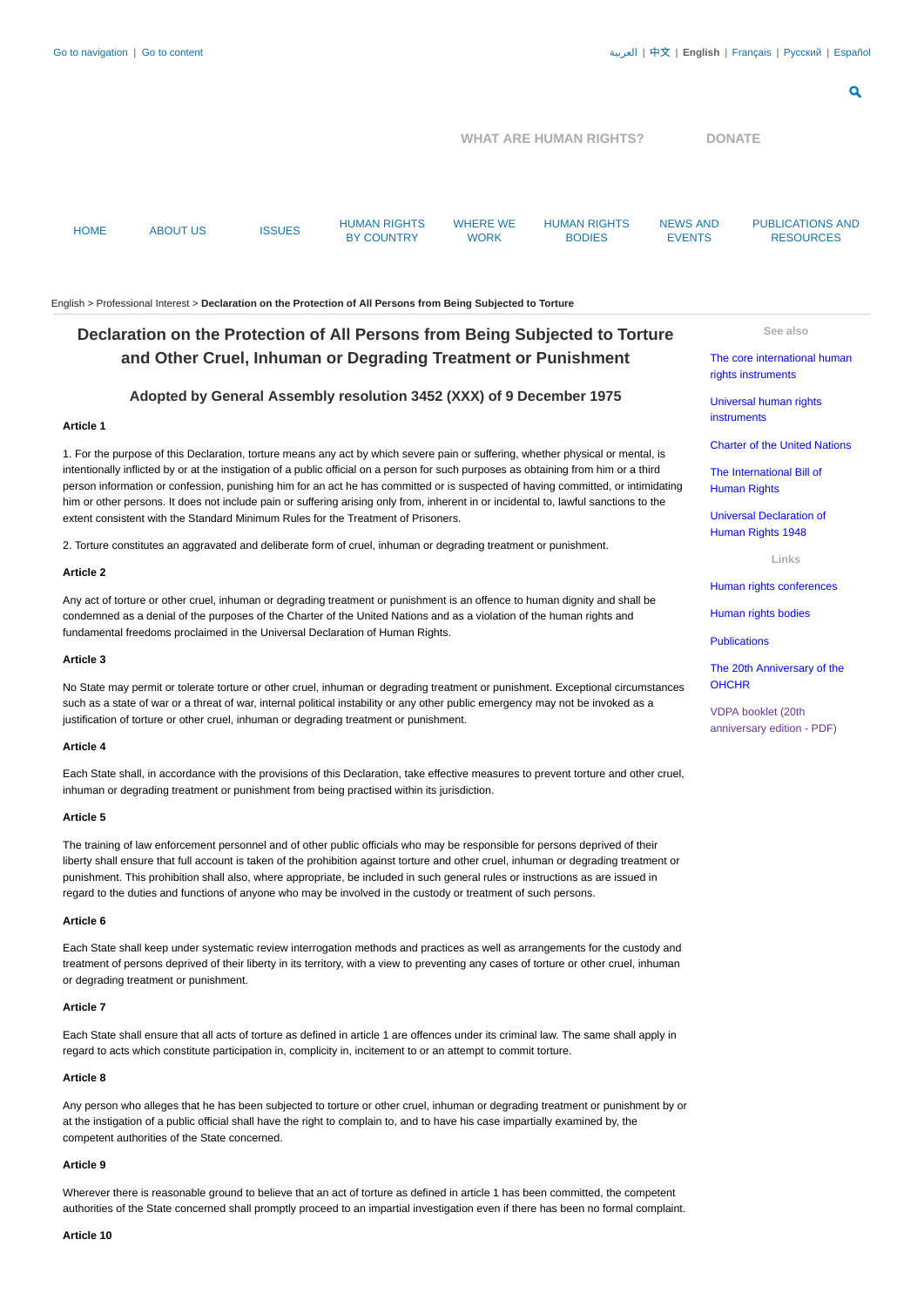Go to navigation | Go to content

العربية | 中文 | English | Français | Русский | Español

WHAT ARE HUMAN RIGHTS? DONATE

HOME | ABOUT US | ISSUES | HUMAN RIGHTS BY COUNTRY | WHERE WE WORK | HUMAN RIGHTS BODIES | NEWS AND EVENTS | PUBLICATIONS AND RESOURCES

English > Professional Interest > **Declaration on the Protection of All Persons from Being Subjected to Torture**

# Declaration on the Protection of All Persons from Being Subjected to Torture and Other Cruel, Inhuman or Degrading Treatment or Punishment

### Adopted by General Assembly resolution 3452 (XXX) of 9 December 1975

**Article 1**

1. For the purpose of this Declaration, torture means any act by which severe pain or suffering, whether physical or mental, is intentionally inflicted by or at the instigation of a public official on a person for such purposes as obtaining from him or a third person information or confession, punishing him for an act he has committed or is suspected of having committed, or intimidating him or other persons. It does not include pain or suffering arising only from, inherent in or incidental to, lawful sanctions to the extent consistent with the Standard Minimum Rules for the Treatment of Prisoners.

2. Torture constitutes an aggravated and deliberate form of cruel, inhuman or degrading treatment or punishment.

**Article 2**

Any act of torture or other cruel, inhuman or degrading treatment or punishment is an offence to human dignity and shall be condemned as a denial of the purposes of the Charter of the United Nations and as a violation of the human rights and fundamental freedoms proclaimed in the Universal Declaration of Human Rights.

**Article 3**

No State may permit or tolerate torture or other cruel, inhuman or degrading treatment or punishment. Exceptional circumstances such as a state of war or a threat of war, internal political instability or any other public emergency may not be invoked as a justification of torture or other cruel, inhuman or degrading treatment or punishment.

**Article 4**

Each State shall, in accordance with the provisions of this Declaration, take effective measures to prevent torture and other cruel, inhuman or degrading treatment or punishment from being practised within its jurisdiction.

**Article 5**

The training of law enforcement personnel and of other public officials who may be responsible for persons deprived of their liberty shall ensure that full account is taken of the prohibition against torture and other cruel, inhuman or degrading treatment or punishment. This prohibition shall also, where appropriate, be included in such general rules or instructions as are issued in regard to the duties and functions of anyone who may be involved in the custody or treatment of such persons.

**Article 6**

Each State shall keep under systematic review interrogation methods and practices as well as arrangements for the custody and treatment of persons deprived of their liberty in its territory, with a view to preventing any cases of torture or other cruel, inhuman or degrading treatment or punishment.

**Article 7**

Each State shall ensure that all acts of torture as defined in article 1 are offences under its criminal law. The same shall apply in regard to acts which constitute participation in, complicity in, incitement to or an attempt to commit torture.

**Article 8**

Any person who alleges that he has been subjected to torture or other cruel, inhuman or degrading treatment or punishment by or at the instigation of a public official shall have the right to complain to, and to have his case impartially examined by, the competent authorities of the State concerned.

**Article 9**

Wherever there is reasonable ground to believe that an act of torture as defined in article 1 has been committed, the competent authorities of the State concerned shall promptly proceed to an impartial investigation even if there has been no formal complaint.

**Article 10**

See also

- The core international human rights instruments
- Universal human rights instruments
- Charter of the United Nations
- The International Bill of Human Rights
- Universal Declaration of Human Rights 1948

Links

- Human rights conferences
- Human rights bodies
- Publications
- The 20th Anniversary of the OHCHR
- VDPA booklet (20th anniversary edition - PDF)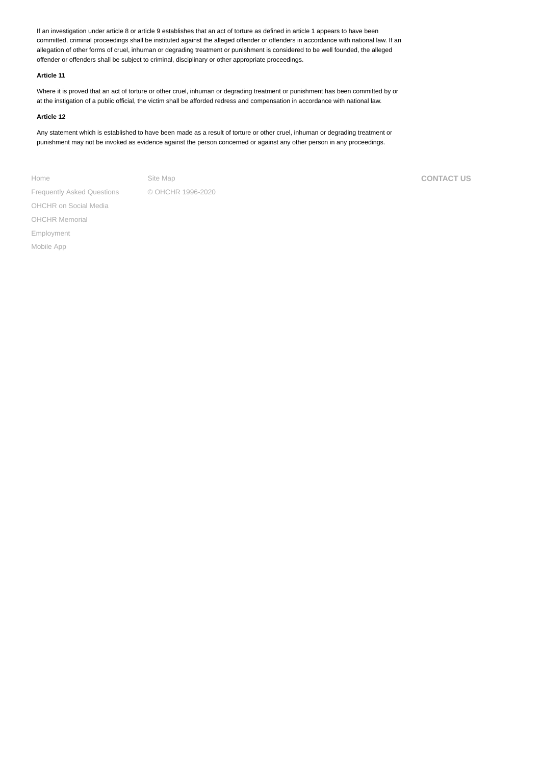If an investigation under article 8 or article 9 establishes that an act of torture as defined in article 1 appears to have been committed, criminal proceedings shall be instituted against the alleged offender or offenders in accordance with national law. If an allegation of other forms of cruel, inhuman or degrading treatment or punishment is considered to be well founded, the alleged offender or offenders shall be subject to criminal, disciplinary or other appropriate proceedings.

**Article 11**

Where it is proved that an act of torture or other cruel, inhuman or degrading treatment or punishment has been committed by or at the instigation of a public official, the victim shall be afforded redress and compensation in accordance with national law.

**Article 12**

Any statement which is established to have been made as a result of torture or other cruel, inhuman or degrading treatment or punishment may not be invoked as evidence against the person concerned or against any other person in any proceedings.

Home
Frequently Asked Questions
OHCHR on Social Media
OHCHR Memorial
Employment
Mobile App

Site Map
© OHCHR 1996-2020

CONTACT US